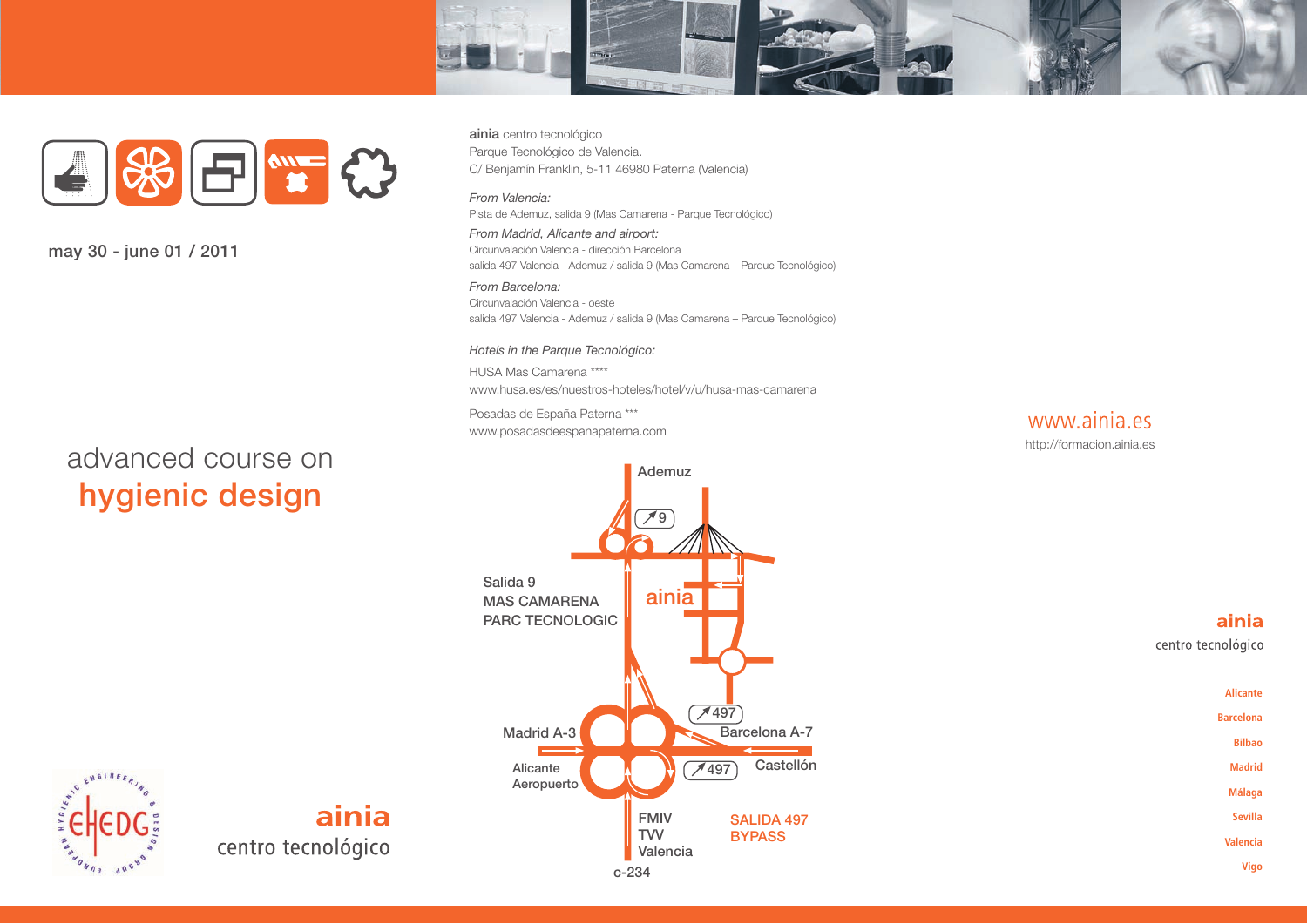may 30 - june 01 / 2011

# advanced course on
# hygienic design

**ainia**
centro tecnológico

**ainia** centro tecnológico
Parque Tecnológico de Valencia.
C/ Benjamín Franklin, 5-11 46980 Paterna (Valencia)

*From Valencia:*
Pista de Ademuz, salida 9 (Mas Camarena - Parque Tecnológico)

*From Madrid, Alicante and airport:*
Circunvalación Valencia - dirección Barcelona
salida 497 Valencia - Ademuz / salida 9 (Mas Camarena – Parque Tecnológico)

*From Barcelona:*
Circunvalación Valencia - oeste
salida 497 Valencia - Ademuz / salida 9 (Mas Camarena – Parque Tecnológico)

*Hotels in the Parque Tecnológico:*

HUSA Mas Camarena ****
www.husa.es/es/nuestros-hoteles/hotel/v/u/husa-mas-camarena

Posadas de España Paterna ***
www.posadasdeespanapaterna.com

Ademuz
9
Salida 9
MAS CAMARENA
PARC TECNOLOGIC
ainia
497
Madrid A-3
Barcelona A-7
Alicante
Aeropuerto
497
Castellón
FMIV
TVV
Valencia
c-234
SALIDA 497
BYPASS

www.ainia.es
http://formacion.ainia.es

**ainia**
centro tecnológico

Alicante
Barcelona
Bilbao
Madrid
Málaga
Sevilla
Valencia
Vigo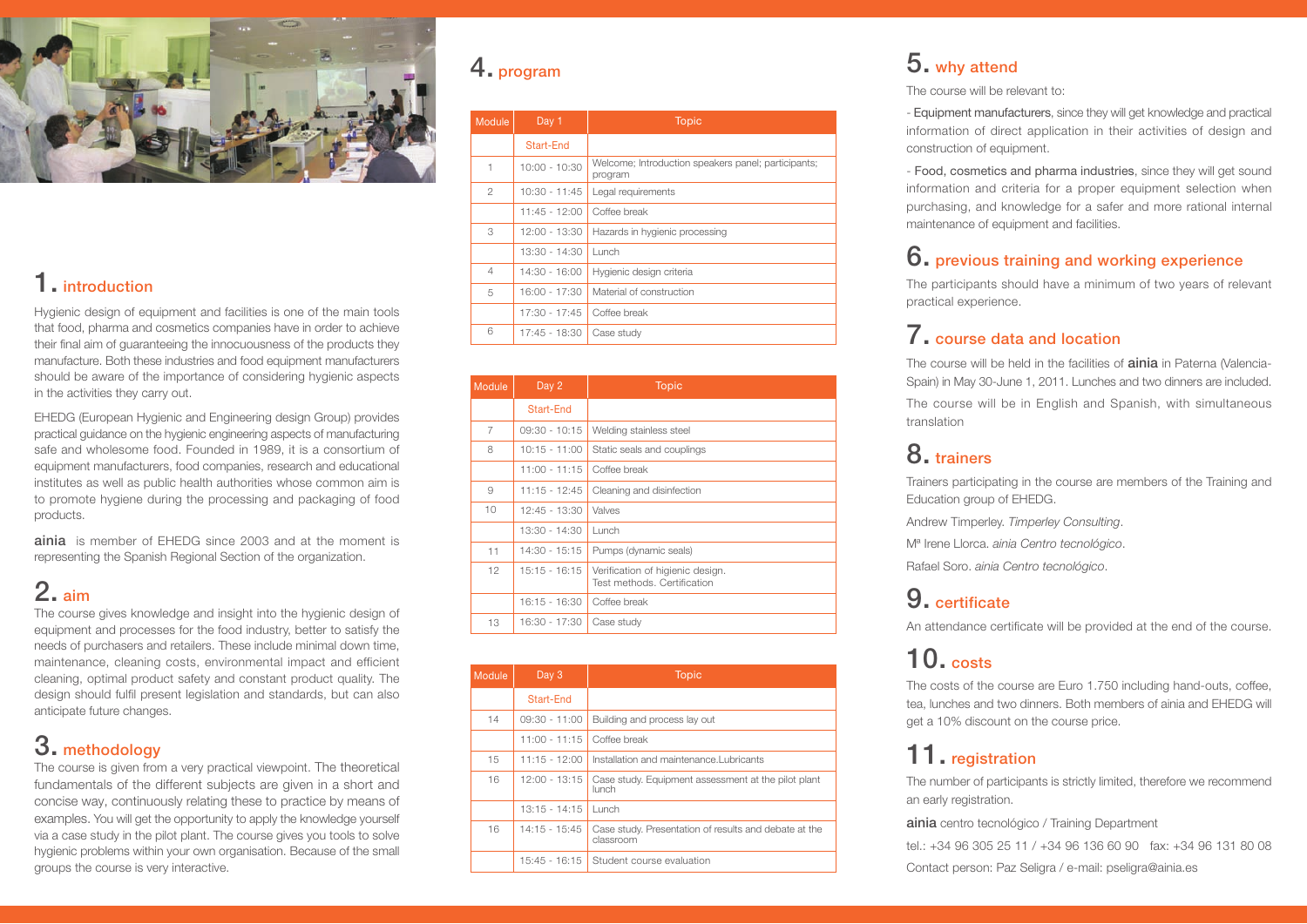## 1. introduction

Hygienic design of equipment and facilities is one of the main tools that food, pharma and cosmetics companies have in order to achieve their final aim of guaranteeing the innocuousness of the products they manufacture. Both these industries and food equipment manufacturers should be aware of the importance of considering hygienic aspects in the activities they carry out.

EHEDG (European Hygienic and Engineering design Group) provides practical guidance on the hygienic engineering aspects of manufacturing safe and wholesome food. Founded in 1989, it is a consortium of equipment manufacturers, food companies, research and educational institutes as well as public health authorities whose common aim is to promote hygiene during the processing and packaging of food products.

**ainia** is member of EHEDG since 2003 and at the moment is representing the Spanish Regional Section of the organization.

## 2. aim

The course gives knowledge and insight into the hygienic design of equipment and processes for the food industry, better to satisfy the needs of purchasers and retailers. These include minimal down time, maintenance, cleaning costs, environmental impact and efficient cleaning, optimal product safety and constant product quality. The design should fulfil present legislation and standards, but can also anticipate future changes.

## 3. methodology

The course is given from a very practical viewpoint. The theoretical fundamentals of the different subjects are given in a short and concise way, continuously relating these to practice by means of examples. You will get the opportunity to apply the knowledge yourself via a case study in the pilot plant. The course gives you tools to solve hygienic problems within your own organisation. Because of the small groups the course is very interactive.

## 4. program

| Module | Day 1 | Topic |
|---|---|---|
| | Start-End | |
| 1 | 10:00 - 10:30 | Welcome; Introduction speakers panel; participants; program |
| 2 | 10:30 - 11:45 | Legal requirements |
| | 11:45 - 12:00 | Coffee break |
| 3 | 12:00 - 13:30 | Hazards in hygienic processing |
| | 13:30 - 14:30 | Lunch |
| 4 | 14:30 - 16:00 | Hygienic design criteria |
| 5 | 16:00 - 17:30 | Material of construction |
| | 17:30 - 17:45 | Coffee break |
| 6 | 17:45 - 18:30 | Case study |

| Module | Day 2 | Topic |
|---|---|---|
| | Start-End | |
| 7 | 09:30 - 10:15 | Welding stainless steel |
| 8 | 10:15 - 11:00 | Static seals and couplings |
| | 11:00 - 11:15 | Coffee break |
| 9 | 11:15 - 12:45 | Cleaning and disinfection |
| 10 | 12:45 - 13:30 | Valves |
| | 13:30 - 14:30 | Lunch |
| 11 | 14:30 - 15:15 | Pumps (dynamic seals) |
| 12 | 15:15 - 16:15 | Verification of higienic design. Test methods. Certification |
| | 16:15 - 16:30 | Coffee break |
| 13 | 16:30 - 17:30 | Case study |

| Module | Day 3 | Topic |
|---|---|---|
| | Start-End | |
| 14 | 09:30 - 11:00 | Building and process lay out |
| | 11:00 - 11:15 | Coffee break |
| 15 | 11:15 - 12:00 | Installation and maintenance.Lubricants |
| 16 | 12:00 - 13:15 | Case study. Equipment assessment at the pilot plant lunch |
| | 13:15 - 14:15 | Lunch |
| 16 | 14:15 - 15:45 | Case study. Presentation of results and debate at the classroom |
| | 15:45 - 16:15 | Student course evaluation |

## 5. why attend

The course will be relevant to:

- Equipment manufacturers, since they will get knowledge and practical information of direct application in their activities of design and construction of equipment.

- Food, cosmetics and pharma industries, since they will get sound information and criteria for a proper equipment selection when purchasing, and knowledge for a safer and more rational internal maintenance of equipment and facilities.

## 6. previous training and working experience

The participants should have a minimum of two years of relevant practical experience.

## 7. course data and location

The course will be held in the facilities of **ainia** in Paterna (Valencia-Spain) in May 30-June 1, 2011. Lunches and two dinners are included.

The course will be in English and Spanish, with simultaneous translation

## 8. trainers

Trainers participating in the course are members of the Training and Education group of EHEDG.

Andrew Timperley. *Timperley Consulting*.

Mª Irene Llorca. *ainia Centro tecnológico*.

Rafael Soro. *ainia Centro tecnológico*.

## 9. certificate

An attendance certificate will be provided at the end of the course.

## 10. costs

The costs of the course are Euro 1.750 including hand-outs, coffee, tea, lunches and two dinners. Both members of ainia and EHEDG will get a 10% discount on the course price.

## 11. registration

The number of participants is strictly limited, therefore we recommend an early registration.

**ainia** centro tecnológico / Training Department

tel.: +34 96 305 25 11 / +34 96 136 60 90 fax: +34 96 131 80 08

Contact person: Paz Seligra / e-mail: pseligra@ainia.es